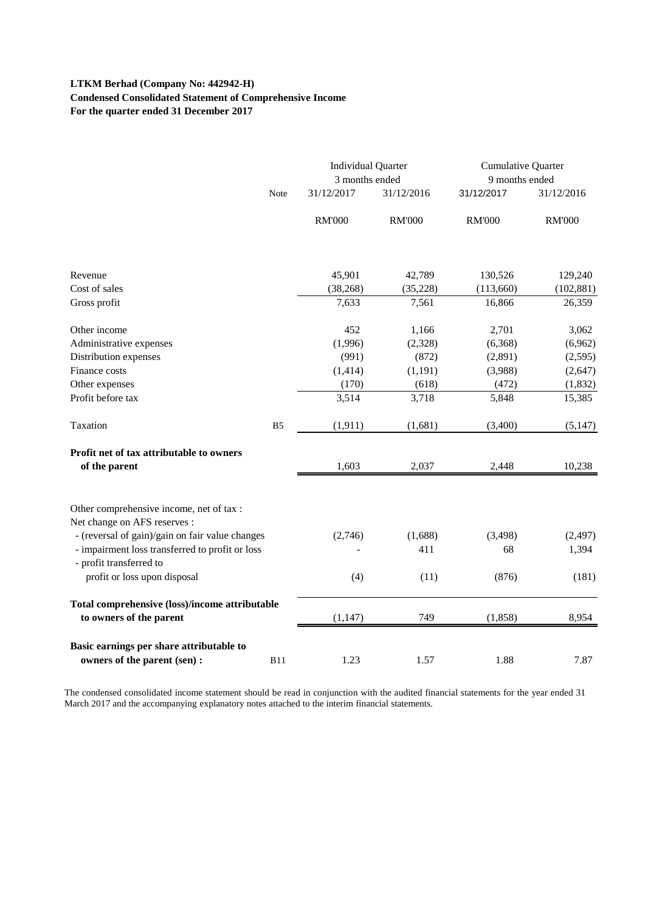**LTKM Berhad (Company No: 442942-H)**
**Condensed Consolidated Statement of Comprehensive Income**
**For the quarter ended 31 December 2017**

| | Note | Individual Quarter 3 months ended | | Cumulative Quarter 9 months ended | |
|---|---|---|---|---|---|
| | | 31/12/2017 | 31/12/2016 | 31/12/2017 | 31/12/2016 |
| | | RM'000 | RM'000 | RM'000 | RM'000 |
| Revenue | | 45,901 | 42,789 | 130,526 | 129,240 |
| Cost of sales | | (38,268) | (35,228) | (113,660) | (102,881) |
| Gross profit | | 7,633 | 7,561 | 16,866 | 26,359 |
| Other income | | 452 | 1,166 | 2,701 | 3,062 |
| Administrative expenses | | (1,996) | (2,328) | (6,368) | (6,962) |
| Distribution expenses | | (991) | (872) | (2,891) | (2,595) |
| Finance costs | | (1,414) | (1,191) | (3,988) | (2,647) |
| Other expenses | | (170) | (618) | (472) | (1,832) |
| Profit before tax | | 3,514 | 3,718 | 5,848 | 15,385 |
| Taxation | B5 | (1,911) | (1,681) | (3,400) | (5,147) |
| **Profit net of tax attributable to owners of the parent** | | 1,603 | 2,037 | 2,448 | 10,238 |
| Other comprehensive income, net of tax : | | | | | |
| Net change on AFS reserves : | | | | | |
| - (reversal of gain)/gain on fair value changes | | (2,746) | (1,688) | (3,498) | (2,497) |
| - impairment loss transferred to profit or loss | | - | 411 | 68 | 1,394 |
| - profit transferred to profit or loss upon disposal | | (4) | (11) | (876) | (181) |
| **Total comprehensive (loss)/income attributable to owners of the parent** | | (1,147) | 749 | (1,858) | 8,954 |
| **Basic earnings per share attributable to owners of the parent (sen) :** | B11 | 1.23 | 1.57 | 1.88 | 7.87 |

The condensed consolidated income statement should be read in conjunction with the audited financial statements for the year ended 31 March 2017 and the accompanying explanatory notes attached to the interim financial statements.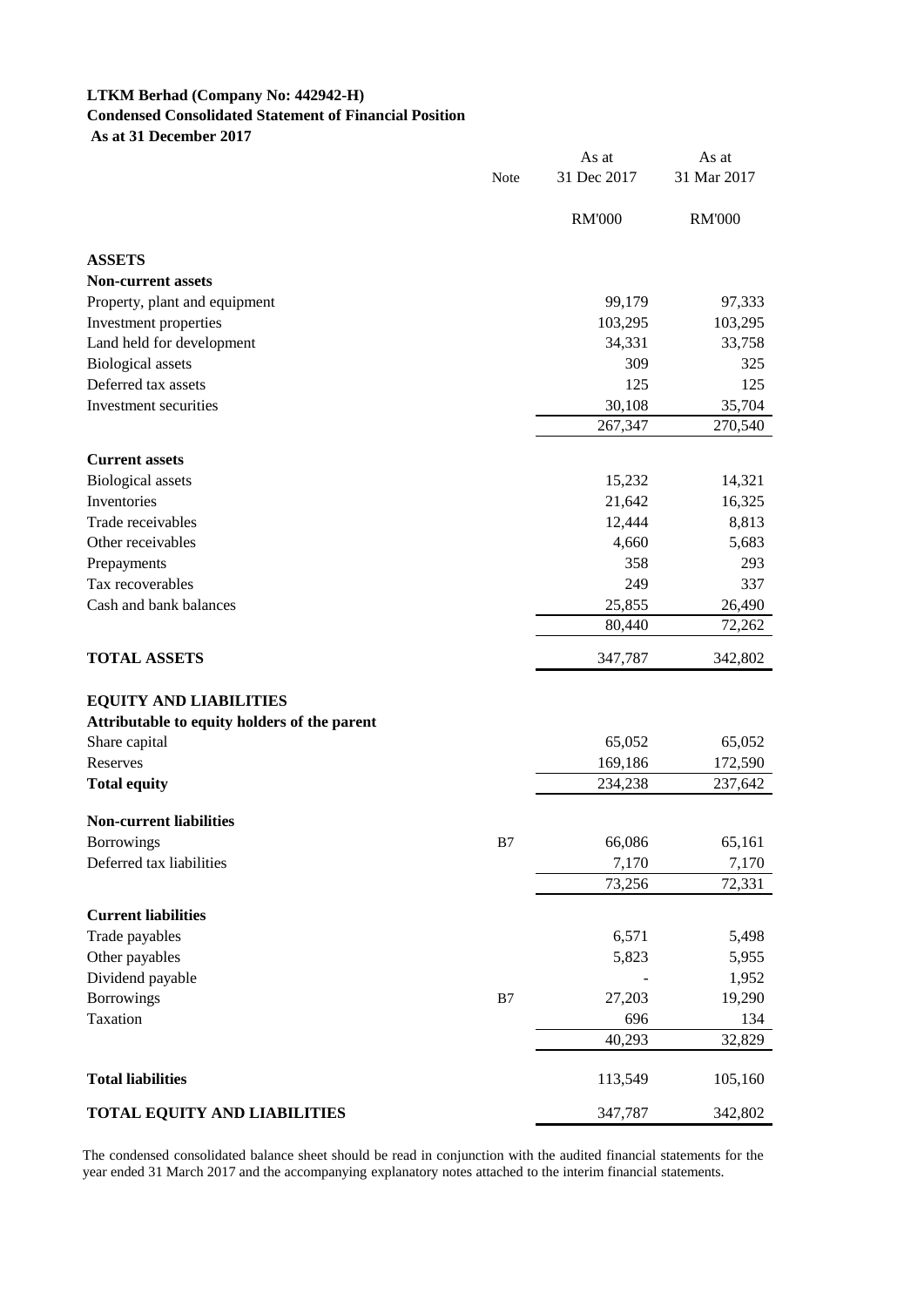**LTKM Berhad (Company No: 442942-H)**
**Condensed Consolidated Statement of Financial Position**
**As at 31 December 2017**

| | Note | As at 31 Dec 2017 | As at 31 Mar 2017 |
|---|---|---|---|
| | | RM'000 | RM'000 |
| **ASSETS** | | | |
| **Non-current assets** | | | |
| Property, plant and equipment | | 99,179 | 97,333 |
| Investment properties | | 103,295 | 103,295 |
| Land held for development | | 34,331 | 33,758 |
| Biological assets | | 309 | 325 |
| Deferred tax assets | | 125 | 125 |
| Investment securities | | 30,108 | 35,704 |
| | | 267,347 | 270,540 |
| **Current assets** | | | |
| Biological assets | | 15,232 | 14,321 |
| Inventories | | 21,642 | 16,325 |
| Trade receivables | | 12,444 | 8,813 |
| Other receivables | | 4,660 | 5,683 |
| Prepayments | | 358 | 293 |
| Tax recoverables | | 249 | 337 |
| Cash and bank balances | | 25,855 | 26,490 |
| | | 80,440 | 72,262 |
| **TOTAL ASSETS** | | 347,787 | 342,802 |
| **EQUITY AND LIABILITIES** | | | |
| **Attributable to equity holders of the parent** | | | |
| Share capital | | 65,052 | 65,052 |
| Reserves | | 169,186 | 172,590 |
| **Total equity** | | 234,238 | 237,642 |
| **Non-current liabilities** | | | |
| Borrowings | B7 | 66,086 | 65,161 |
| Deferred tax liabilities | | 7,170 | 7,170 |
| | | 73,256 | 72,331 |
| **Current liabilities** | | | |
| Trade payables | | 6,571 | 5,498 |
| Other payables | | 5,823 | 5,955 |
| Dividend payable | | - | 1,952 |
| Borrowings | B7 | 27,203 | 19,290 |
| Taxation | | 696 | 134 |
| | | 40,293 | 32,829 |
| **Total liabilities** | | 113,549 | 105,160 |
| **TOTAL EQUITY AND LIABILITIES** | | 347,787 | 342,802 |

The condensed consolidated balance sheet should be read in conjunction with the audited financial statements for the year ended 31 March 2017 and the accompanying explanatory notes attached to the interim financial statements.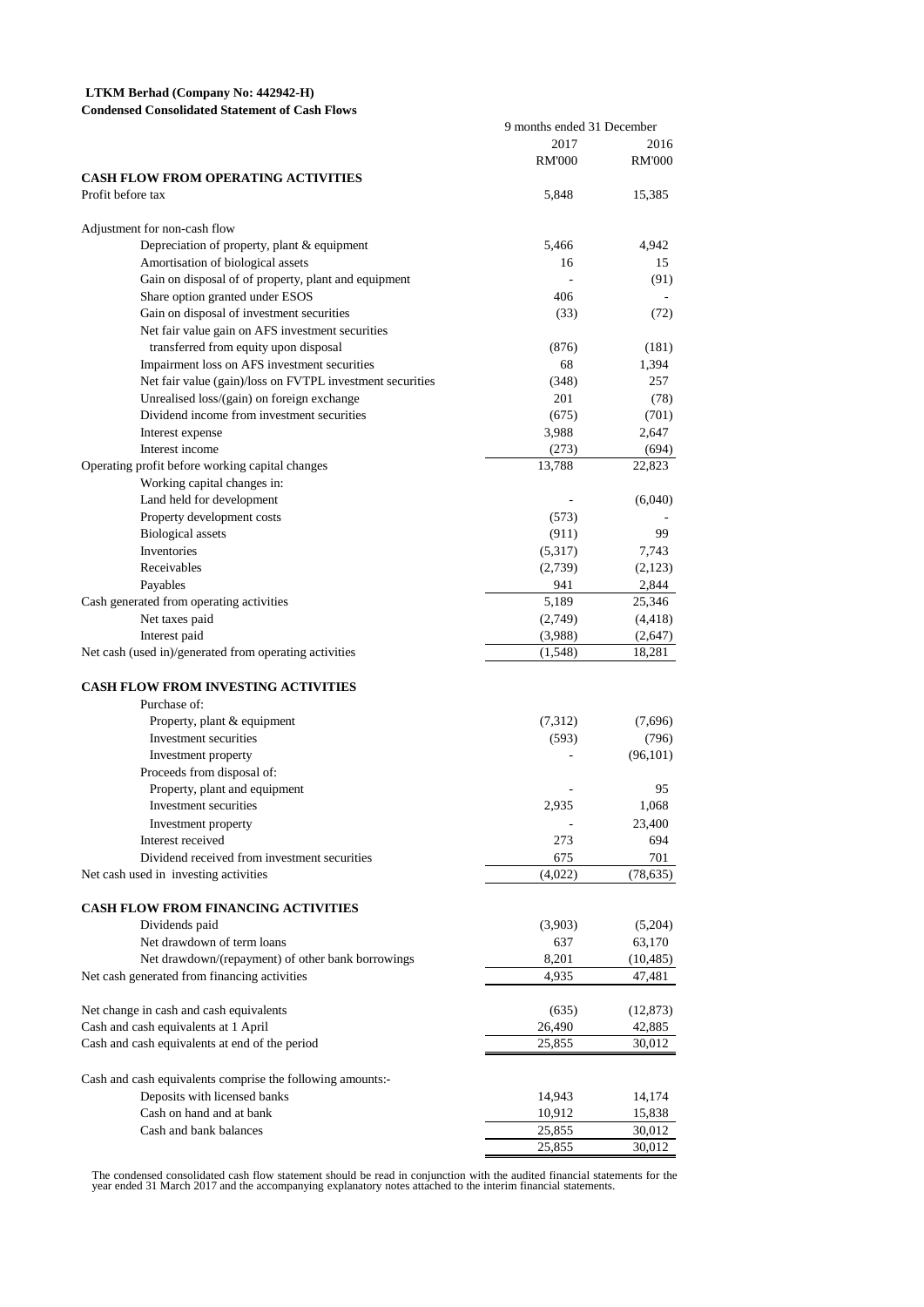**LTKM Berhad (Company No: 442942-H)**

**Condensed Consolidated Statement of Cash Flows**

| | 9 months ended 31 December | |
|---|---|---|
| | 2017 | 2016 |
| | RM'000 | RM'000 |
| **CASH FLOW FROM OPERATING ACTIVITIES** | | |
| Profit before tax | 5,848 | 15,385 |
| | | |
| Adjustment for non-cash flow | | |
| Depreciation of property, plant & equipment | 5,466 | 4,942 |
| Amortisation of biological assets | 16 | 15 |
| Gain on disposal of of property, plant and equipment | - | (91) |
| Share option granted under ESOS | 406 | - |
| Gain on disposal of investment securities | (33) | (72) |
| Net fair value gain on AFS investment securities transferred from equity upon disposal | (876) | (181) |
| Impairment loss on AFS investment securities | 68 | 1,394 |
| Net fair value (gain)/loss on FVTPL investment securities | (348) | 257 |
| Unrealised loss/(gain) on foreign exchange | 201 | (78) |
| Dividend income from investment securities | (675) | (701) |
| Interest expense | 3,988 | 2,647 |
| Interest income | (273) | (694) |
| Operating profit before working capital changes | 13,788 | 22,823 |
| Working capital changes in: | | |
| Land held for development | - | (6,040) |
| Property development costs | (573) | - |
| Biological assets | (911) | 99 |
| Inventories | (5,317) | 7,743 |
| Receivables | (2,739) | (2,123) |
| Payables | 941 | 2,844 |
| Cash generated from operating activities | 5,189 | 25,346 |
| Net taxes paid | (2,749) | (4,418) |
| Interest paid | (3,988) | (2,647) |
| Net cash (used in)/generated from operating activities | (1,548) | 18,281 |
| | | |
| **CASH FLOW FROM INVESTING ACTIVITIES** | | |
| Purchase of: | | |
| Property, plant & equipment | (7,312) | (7,696) |
| Investment securities | (593) | (796) |
| Investment property | - | (96,101) |
| Proceeds from disposal of: | | |
| Property, plant and equipment | - | 95 |
| Investment securities | 2,935 | 1,068 |
| Investment property | - | 23,400 |
| Interest received | 273 | 694 |
| Dividend received from investment securities | 675 | 701 |
| Net cash used in investing activities | (4,022) | (78,635) |
| | | |
| **CASH FLOW FROM FINANCING ACTIVITIES** | | |
| Dividends paid | (3,903) | (5,204) |
| Net drawdown of term loans | 637 | 63,170 |
| Net drawdown/(repayment) of other bank borrowings | 8,201 | (10,485) |
| Net cash generated from financing activities | 4,935 | 47,481 |
| | | |
| Net change in cash and cash equivalents | (635) | (12,873) |
| Cash and cash equivalents at 1 April | 26,490 | 42,885 |
| Cash and cash equivalents at end of the period | 25,855 | 30,012 |
| | | |
| Cash and cash equivalents comprise the following amounts:- | | |
| Deposits with licensed banks | 14,943 | 14,174 |
| Cash on hand and at bank | 10,912 | 15,838 |
| Cash and bank balances | 25,855 | 30,012 |
| | 25,855 | 30,012 |

The condensed consolidated cash flow statement should be read in conjunction with the audited financial statements for the year ended 31 March 2017 and the accompanying explanatory notes attached to the interim financial statements.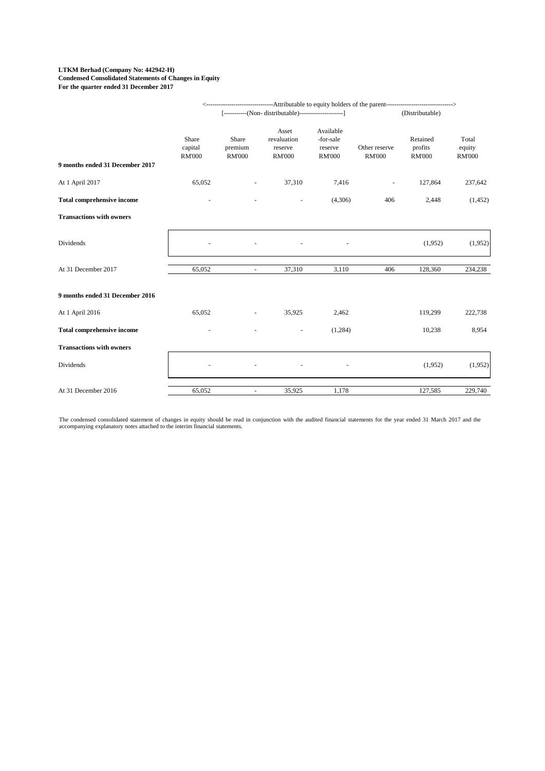**LTKM Berhad (Company No: 442942-H)**
**Condensed Consolidated Statements of Changes in Equity**
**For the quarter ended 31 December 2017**

| | <---------- Attributable to equity holders of the parent | | | | | ----------> |
|---|---|---|---|---|---|---|
| | [-----------(Non- distributable)---------------------] | | | | (Distributable) | |
| | Share capital RM'000 | Share premium RM'000 | Asset revaluation reserve RM'000 | Available -for-sale reserve RM'000 | Other reserve RM'000 | Retained profits RM'000 | Total equity RM'000 |
| **9 months ended 31 December 2017** | | | | | | | |
| At 1 April 2017 | 65,052 | - | 37,310 | 7,416 | - | 127,864 | 237,642 |
| **Total comprehensive income** | - | - | - | (4,306) | 406 | 2,448 | (1,452) |
| **Transactions with owners** | | | | | | | |
| Dividends | - | - | - | - | | (1,952) | (1,952) |
| At 31 December 2017 | 65,052 | - | 37,310 | 3,110 | 406 | 128,360 | 234,238 |
| **9 months ended 31 December 2016** | | | | | | | |
| At 1 April 2016 | 65,052 | - | 35,925 | 2,462 | | 119,299 | 222,738 |
| **Total comprehensive income** | - | - | - | (1,284) | | 10,238 | 8,954 |
| **Transactions with owners** | | | | | | | |
| Dividends | - | - | - | - | | (1,952) | (1,952) |
| At 31 December 2016 | 65,052 | - | 35,925 | 1,178 | | 127,585 | 229,740 |

The condensed consolidated statement of changes in equity should be read in conjunction with the audited financial statements for the year ended 31 March 2017 and the accompanying explanatory notes attached to the interim financial statements.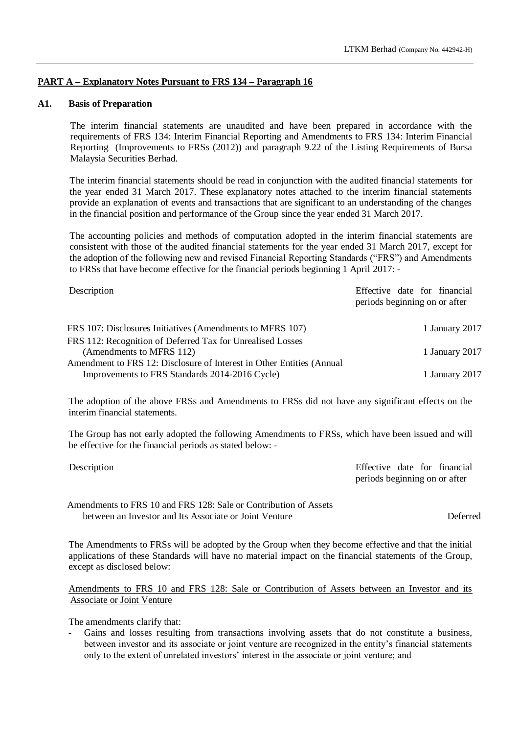**PART A – Explanatory Notes Pursuant to FRS 134 – Paragraph 16**

**A1. Basis of Preparation**

The interim financial statements are unaudited and have been prepared in accordance with the requirements of FRS 134: Interim Financial Reporting and Amendments to FRS 134: Interim Financial Reporting (Improvements to FRSs (2012)) and paragraph 9.22 of the Listing Requirements of Bursa Malaysia Securities Berhad.

The interim financial statements should be read in conjunction with the audited financial statements for the year ended 31 March 2017. These explanatory notes attached to the interim financial statements provide an explanation of events and transactions that are significant to an understanding of the changes in the financial position and performance of the Group since the year ended 31 March 2017.

The accounting policies and methods of computation adopted in the interim financial statements are consistent with those of the audited financial statements for the year ended 31 March 2017, except for the adoption of the following new and revised Financial Reporting Standards ("FRS") and Amendments to FRSs that have become effective for the financial periods beginning 1 April 2017: -

| Description | Effective date for financial periods beginning on or after |
|---|---|
| FRS 107: Disclosures Initiatives (Amendments to MFRS 107) | 1 January 2017 |
| FRS 112: Recognition of Deferred Tax for Unrealised Losses (Amendments to MFRS 112) | 1 January 2017 |
| Amendment to FRS 12: Disclosure of Interest in Other Entities (Annual Improvements to FRS Standards 2014-2016 Cycle) | 1 January 2017 |

The adoption of the above FRSs and Amendments to FRSs did not have any significant effects on the interim financial statements.

The Group has not early adopted the following Amendments to FRSs, which have been issued and will be effective for the financial periods as stated below: -

| Description | Effective date for financial periods beginning on or after |
|---|---|
| Amendments to FRS 10 and FRS 128: Sale or Contribution of Assets between an Investor and Its Associate or Joint Venture | Deferred |

The Amendments to FRSs will be adopted by the Group when they become effective and that the initial applications of these Standards will have no material impact on the financial statements of the Group, except as disclosed below:

<u>Amendments to FRS 10 and FRS 128: Sale or Contribution of Assets between an Investor and its Associate or Joint Venture</u>

The amendments clarify that:

- Gains and losses resulting from transactions involving assets that do not constitute a business, between investor and its associate or joint venture are recognized in the entity's financial statements only to the extent of unrelated investors' interest in the associate or joint venture; and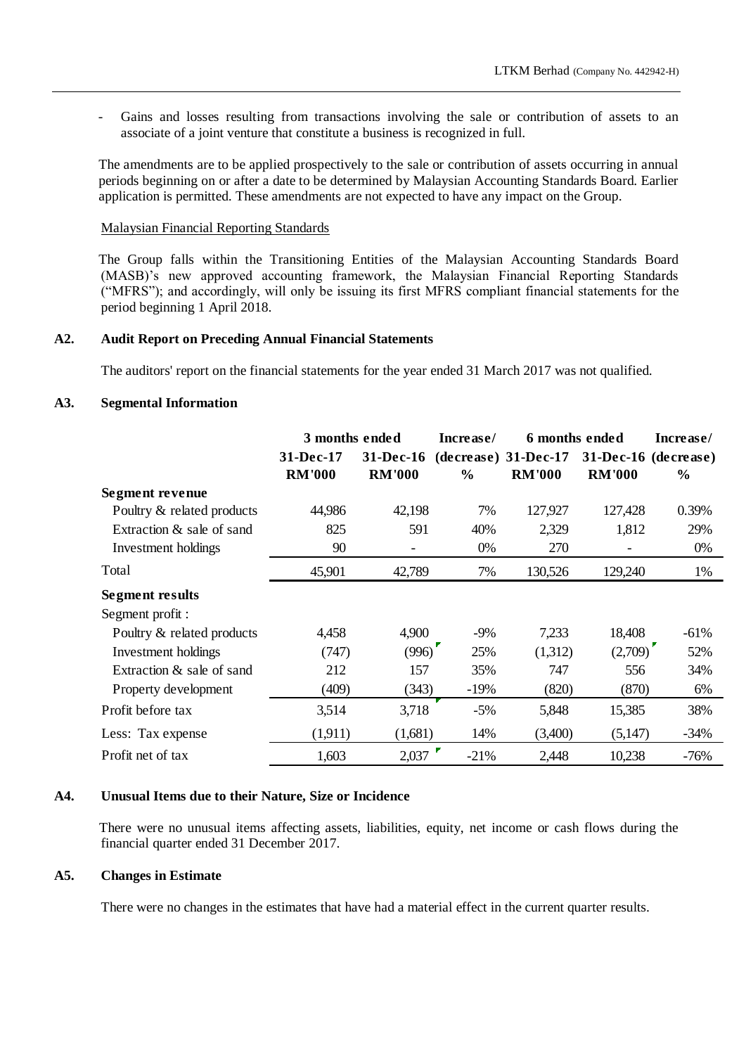- Gains and losses resulting from transactions involving the sale or contribution of assets to an associate of a joint venture that constitute a business is recognized in full.

The amendments are to be applied prospectively to the sale or contribution of assets occurring in annual periods beginning on or after a date to be determined by Malaysian Accounting Standards Board. Earlier application is permitted. These amendments are not expected to have any impact on the Group.

Malaysian Financial Reporting Standards

The Group falls within the Transitioning Entities of the Malaysian Accounting Standards Board (MASB)'s new approved accounting framework, the Malaysian Financial Reporting Standards ("MFRS"); and accordingly, will only be issuing its first MFRS compliant financial statements for the period beginning 1 April 2018.

## A2. Audit Report on Preceding Annual Financial Statements

The auditors' report on the financial statements for the year ended 31 March 2017 was not qualified.

## A3. Segmental Information

| | 3 months ended | | Increase/ | 6 months ended | | Increase/ |
|---|---|---|---|---|---|---|
| | 31-Dec-17 | 31-Dec-16 | (decrease) | 31-Dec-17 | 31-Dec-16 | (decrease) |
| | RM'000 | RM'000 | % | RM'000 | RM'000 | % |
| **Segment revenue** | | | | | | |
| Poultry & related products | 44,986 | 42,198 | 7% | 127,927 | 127,428 | 0.39% |
| Extraction & sale of sand | 825 | 591 | 40% | 2,329 | 1,812 | 29% |
| Investment holdings | 90 | - | 0% | 270 | - | 0% |
| Total | 45,901 | 42,789 | 7% | 130,526 | 129,240 | 1% |
| **Segment results** | | | | | | |
| Segment profit : | | | | | | |
| Poultry & related products | 4,458 | 4,900 | -9% | 7,233 | 18,408 | -61% |
| Investment holdings | (747) | (996) | 25% | (1,312) | (2,709) | 52% |
| Extraction & sale of sand | 212 | 157 | 35% | 747 | 556 | 34% |
| Property development | (409) | (343) | -19% | (820) | (870) | 6% |
| Profit before tax | 3,514 | 3,718 | -5% | 5,848 | 15,385 | 38% |
| Less: Tax expense | (1,911) | (1,681) | 14% | (3,400) | (5,147) | -34% |
| Profit net of tax | 1,603 | 2,037 | -21% | 2,448 | 10,238 | -76% |

## A4. Unusual Items due to their Nature, Size or Incidence

There were no unusual items affecting assets, liabilities, equity, net income or cash flows during the financial quarter ended 31 December 2017.

## A5. Changes in Estimate

There were no changes in the estimates that have had a material effect in the current quarter results.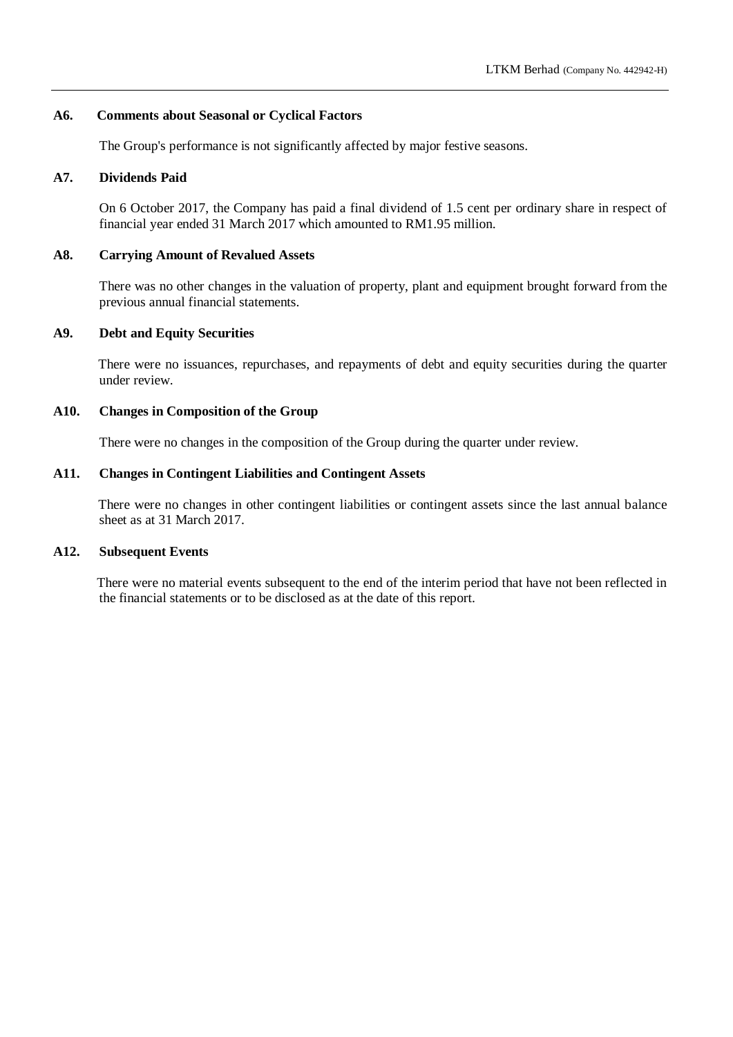### A6. Comments about Seasonal or Cyclical Factors

The Group's performance is not significantly affected by major festive seasons.

### A7. Dividends Paid

On 6 October 2017, the Company has paid a final dividend of 1.5 cent per ordinary share in respect of financial year ended 31 March 2017 which amounted to RM1.95 million.

### A8. Carrying Amount of Revalued Assets

There was no other changes in the valuation of property, plant and equipment brought forward from the previous annual financial statements.

### A9. Debt and Equity Securities

There were no issuances, repurchases, and repayments of debt and equity securities during the quarter under review.

### A10. Changes in Composition of the Group

There were no changes in the composition of the Group during the quarter under review.

### A11. Changes in Contingent Liabilities and Contingent Assets

There were no changes in other contingent liabilities or contingent assets since the last annual balance sheet as at 31 March 2017.

### A12. Subsequent Events

There were no material events subsequent to the end of the interim period that have not been reflected in the financial statements or to be disclosed as at the date of this report.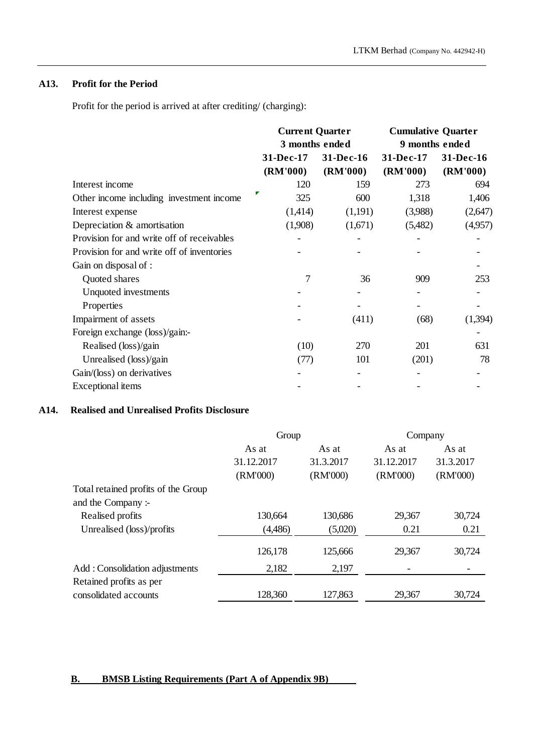### A13. Profit for the Period

Profit for the period is arrived at after crediting/ (charging):

| | Current Quarter 3 months ended | | Cumulative Quarter 9 months ended | |
|---|---|---|---|---|
| | 31-Dec-17 (RM'000) | 31-Dec-16 (RM'000) | 31-Dec-17 (RM'000) | 31-Dec-16 (RM'000) |
| Interest income | 120 | 159 | 273 | 694 |
| Other income including investment income | 325 | 600 | 1,318 | 1,406 |
| Interest expense | (1,414) | (1,191) | (3,988) | (2,647) |
| Depreciation & amortisation | (1,908) | (1,671) | (5,482) | (4,957) |
| Provision for and write off of receivables | - | - | - | - |
| Provision for and write off of inventories | - | - | - | - |
| Gain on disposal of : | | | | - |
| Quoted shares | 7 | 36 | 909 | 253 |
| Unquoted investments | - | - | - | - |
| Properties | - | - | - | - |
| Impairment of assets | - | (411) | (68) | (1,394) |
| Foreign exchange (loss)/gain:- | | | | - |
| Realised (loss)/gain | (10) | 270 | 201 | 631 |
| Unrealised (loss)/gain | (77) | 101 | (201) | 78 |
| Gain/(loss) on derivatives | - | - | - | - |
| Exceptional items | - | - | - | - |

### A14. Realised and Unrealised Profits Disclosure

| | Group | | Company | |
|---|---|---|---|---|
| | As at 31.12.2017 (RM'000) | As at 31.3.2017 (RM'000) | As at 31.12.2017 (RM'000) | As at 31.3.2017 (RM'000) |
| Total retained profits of the Group and the Company :- | | | | |
| Realised profits | 130,664 | 130,686 | 29,367 | 30,724 |
| Unrealised (loss)/profits | (4,486) | (5,020) | 0.21 | 0.21 |
| | 126,178 | 125,666 | 29,367 | 30,724 |
| Add : Consolidation adjustments | 2,182 | 2,197 | - | - |
| Retained profits as per consolidated accounts | 128,360 | 127,863 | 29,367 | 30,724 |

## B. BMSB Listing Requirements (Part A of Appendix 9B)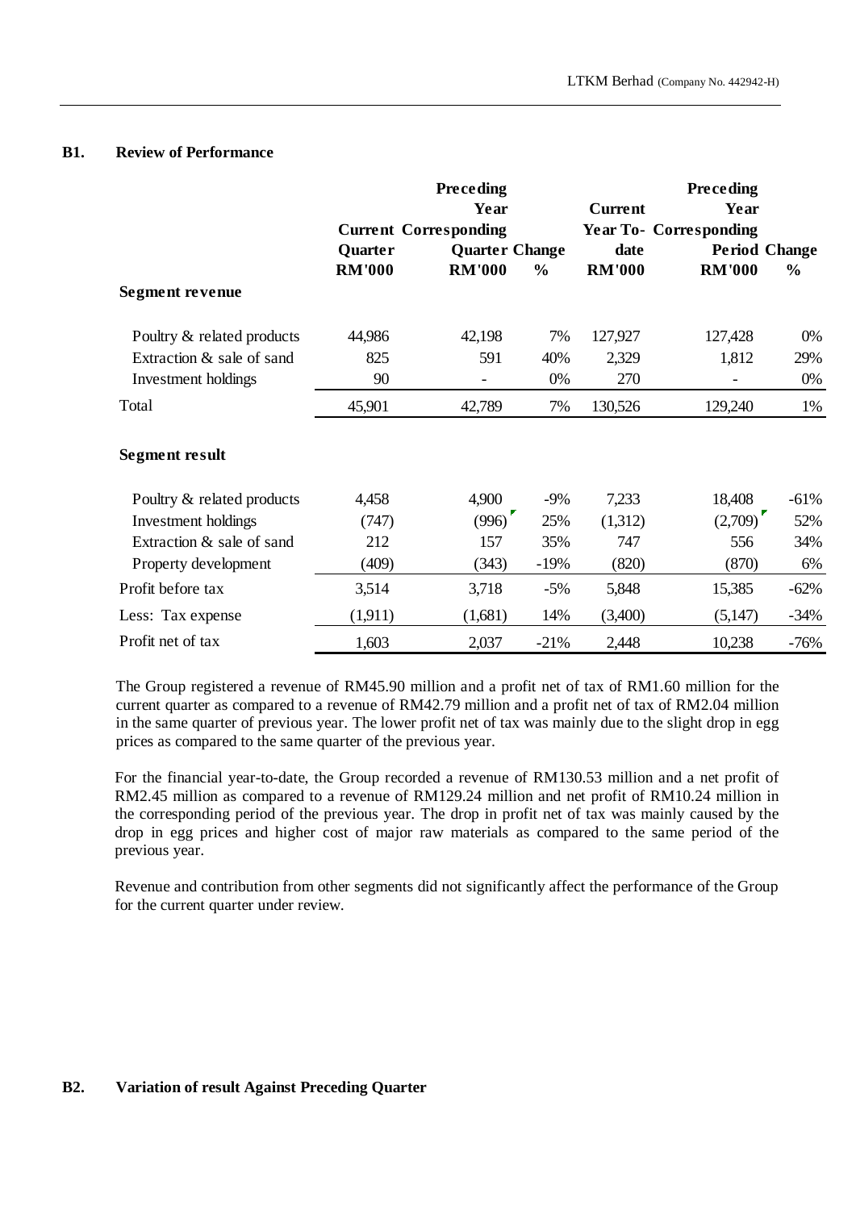## B1. Review of Performance

| | Current Quarter RM'000 | Preceding Year Corresponding Quarter RM'000 | Quarter Change % | Current Year To-date RM'000 | Preceding Year Corresponding Period RM'000 | Period Change % |
|---|---|---|---|---|---|---|
| **Segment revenue** | | | | | | |
| Poultry & related products | 44,986 | 42,198 | 7% | 127,927 | 127,428 | 0% |
| Extraction & sale of sand | 825 | 591 | 40% | 2,329 | 1,812 | 29% |
| Investment holdings | 90 | - | 0% | 270 | - | 0% |
| Total | 45,901 | 42,789 | 7% | 130,526 | 129,240 | 1% |
| **Segment result** | | | | | | |
| Poultry & related products | 4,458 | 4,900 | -9% | 7,233 | 18,408 | -61% |
| Investment holdings | (747) | (996) | 25% | (1,312) | (2,709) | 52% |
| Extraction & sale of sand | 212 | 157 | 35% | 747 | 556 | 34% |
| Property development | (409) | (343) | -19% | (820) | (870) | 6% |
| Profit before tax | 3,514 | 3,718 | -5% | 5,848 | 15,385 | -62% |
| Less: Tax expense | (1,911) | (1,681) | 14% | (3,400) | (5,147) | -34% |
| Profit net of tax | 1,603 | 2,037 | -21% | 2,448 | 10,238 | -76% |

The Group registered a revenue of RM45.90 million and a profit net of tax of RM1.60 million for the current quarter as compared to a revenue of RM42.79 million and a profit net of tax of RM2.04 million in the same quarter of previous year. The lower profit net of tax was mainly due to the slight drop in egg prices as compared to the same quarter of the previous year.

For the financial year-to-date, the Group recorded a revenue of RM130.53 million and a net profit of RM2.45 million as compared to a revenue of RM129.24 million and net profit of RM10.24 million in the corresponding period of the previous year. The drop in profit net of tax was mainly caused by the drop in egg prices and higher cost of major raw materials as compared to the same period of the previous year.

Revenue and contribution from other segments did not significantly affect the performance of the Group for the current quarter under review.

## B2. Variation of result Against Preceding Quarter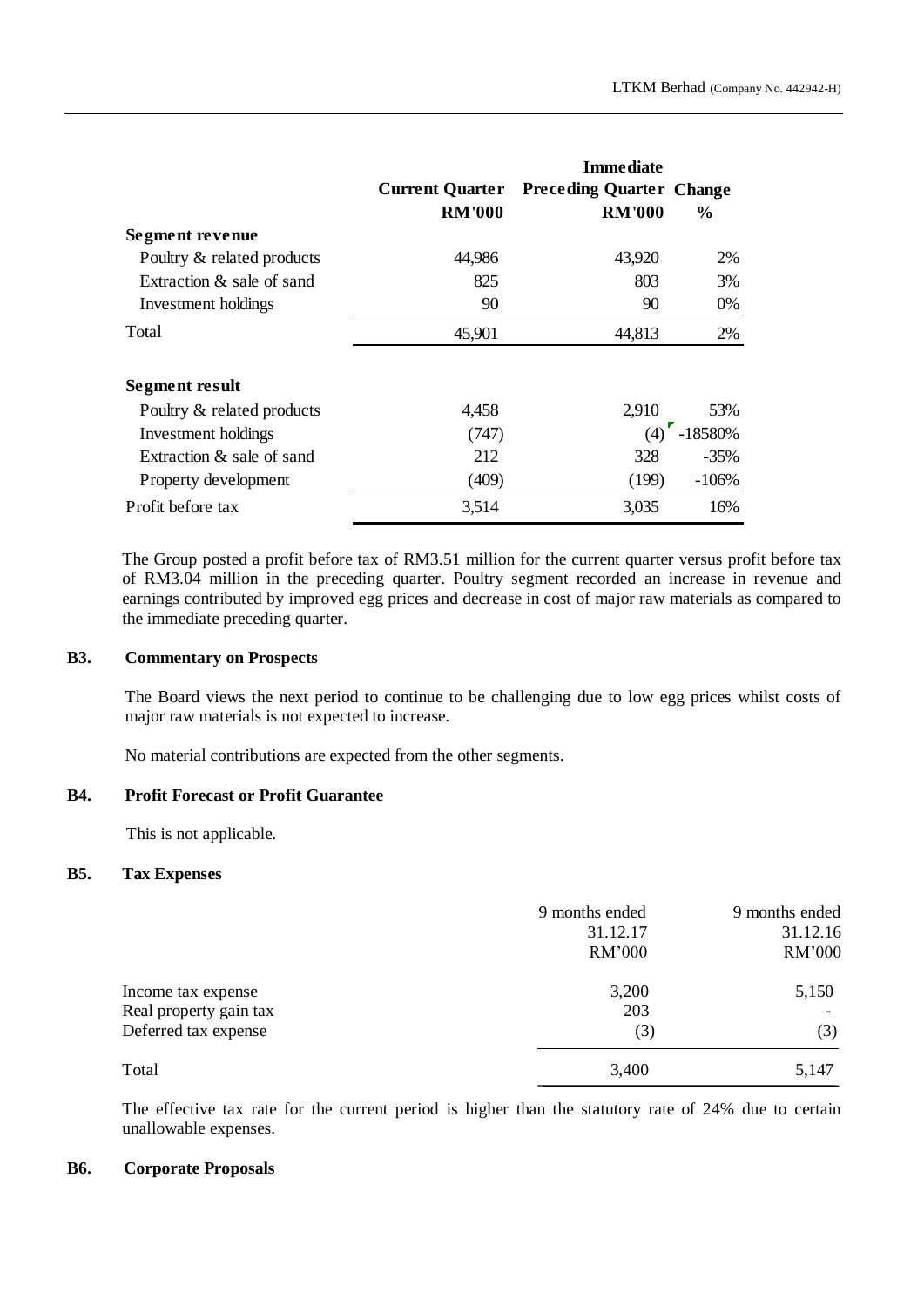| | Current Quarter RM'000 | Immediate Preceding Quarter RM'000 | Change % |
|---|---|---|---|
| **Segment revenue** | | | |
| Poultry & related products | 44,986 | 43,920 | 2% |
| Extraction & sale of sand | 825 | 803 | 3% |
| Investment holdings | 90 | 90 | 0% |
| Total | 45,901 | 44,813 | 2% |
| **Segment result** | | | |
| Poultry & related products | 4,458 | 2,910 | 53% |
| Investment holdings | (747) | (4) | -18580% |
| Extraction & sale of sand | 212 | 328 | -35% |
| Property development | (409) | (199) | -106% |
| Profit before tax | 3,514 | 3,035 | 16% |

The Group posted a profit before tax of RM3.51 million for the current quarter versus profit before tax of RM3.04 million in the preceding quarter. Poultry segment recorded an increase in revenue and earnings contributed by improved egg prices and decrease in cost of major raw materials as compared to the immediate preceding quarter.

## B3. Commentary on Prospects

The Board views the next period to continue to be challenging due to low egg prices whilst costs of major raw materials is not expected to increase.

No material contributions are expected from the other segments.

## B4. Profit Forecast or Profit Guarantee

This is not applicable.

## B5. Tax Expenses

| | 9 months ended 31.12.17 RM'000 | 9 months ended 31.12.16 RM'000 |
|---|---|---|
| Income tax expense | 3,200 | 5,150 |
| Real property gain tax | 203 | - |
| Deferred tax expense | (3) | (3) |
| Total | 3,400 | 5,147 |

The effective tax rate for the current period is higher than the statutory rate of 24% due to certain unallowable expenses.

## B6. Corporate Proposals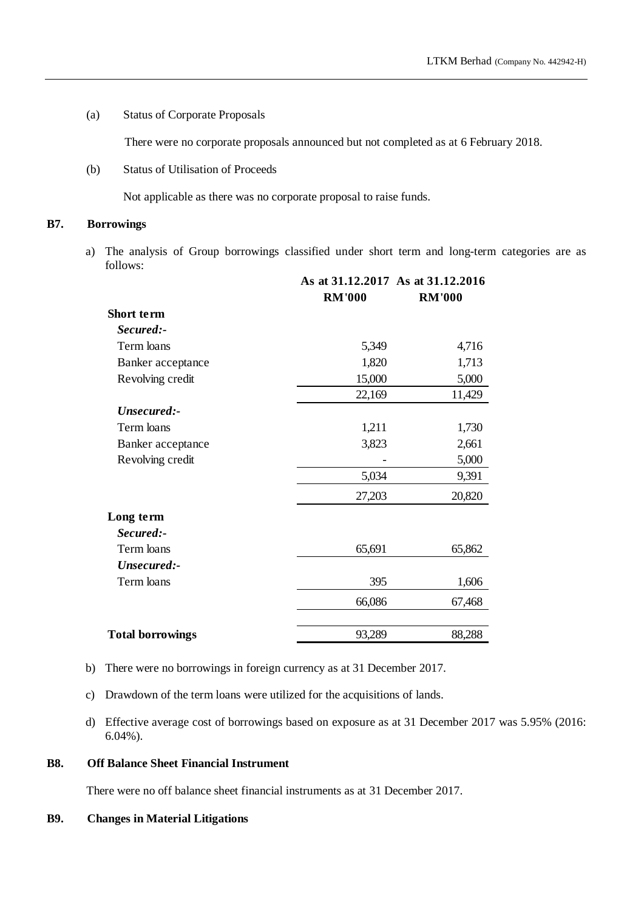(a) Status of Corporate Proposals

There were no corporate proposals announced but not completed as at 6 February 2018.

(b) Status of Utilisation of Proceeds

Not applicable as there was no corporate proposal to raise funds.

## B7. Borrowings

a) The analysis of Group borrowings classified under short term and long-term categories are as follows:

| | As at 31.12.2017 RM'000 | As at 31.12.2016 RM'000 |
|---|---|---|
| **Short term** | | |
| ***Secured:-*** | | |
| Term loans | 5,349 | 4,716 |
| Banker acceptance | 1,820 | 1,713 |
| Revolving credit | 15,000 | 5,000 |
| | 22,169 | 11,429 |
| ***Unsecured:-*** | | |
| Term loans | 1,211 | 1,730 |
| Banker acceptance | 3,823 | 2,661 |
| Revolving credit | - | 5,000 |
| | 5,034 | 9,391 |
| | 27,203 | 20,820 |
| **Long term** | | |
| ***Secured:-*** | | |
| Term loans | 65,691 | 65,862 |
| ***Unsecured:-*** | | |
| Term loans | 395 | 1,606 |
| | 66,086 | 67,468 |
| **Total borrowings** | 93,289 | 88,288 |

b) There were no borrowings in foreign currency as at 31 December 2017.

c) Drawdown of the term loans were utilized for the acquisitions of lands.

d) Effective average cost of borrowings based on exposure as at 31 December 2017 was 5.95% (2016: 6.04%).

## B8. Off Balance Sheet Financial Instrument

There were no off balance sheet financial instruments as at 31 December 2017.

## B9. Changes in Material Litigations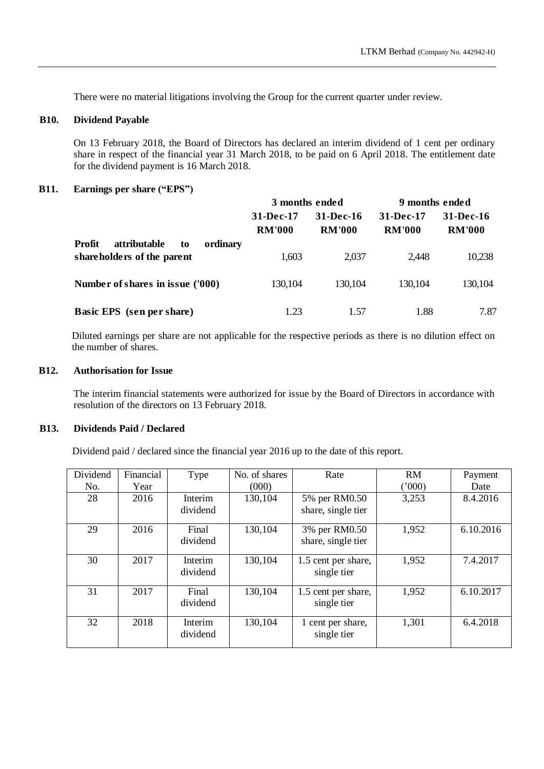There were no material litigations involving the Group for the current quarter under review.

### B10. Dividend Payable

On 13 February 2018, the Board of Directors has declared an interim dividend of 1 cent per ordinary share in respect of the financial year 31 March 2018, to be paid on 6 April 2018. The entitlement date for the dividend payment is 16 March 2018.

### B11. Earnings per share ("EPS")

| | 3 months ended | | 9 months ended | |
|---|---|---|---|---|
| | 31-Dec-17 RM'000 | 31-Dec-16 RM'000 | 31-Dec-17 RM'000 | 31-Dec-16 RM'000 |
| **Profit attributable to ordinary shareholders of the parent** | 1,603 | 2,037 | 2,448 | 10,238 |
| **Number of shares in issue ('000)** | 130,104 | 130,104 | 130,104 | 130,104 |
| **Basic EPS (sen per share)** | 1.23 | 1.57 | 1.88 | 7.87 |

Diluted earnings per share are not applicable for the respective periods as there is no dilution effect on the number of shares.

### B12. Authorisation for Issue

The interim financial statements were authorized for issue by the Board of Directors in accordance with resolution of the directors on 13 February 2018.

### B13. Dividends Paid / Declared

Dividend paid / declared since the financial year 2016 up to the date of this report.

| Dividend No. | Financial Year | Type | No. of shares (000) | Rate | RM ('000) | Payment Date |
|---|---|---|---|---|---|---|
| 28 | 2016 | Interim dividend | 130,104 | 5% per RM0.50 share, single tier | 3,253 | 8.4.2016 |
| 29 | 2016 | Final dividend | 130,104 | 3% per RM0.50 share, single tier | 1,952 | 6.10.2016 |
| 30 | 2017 | Interim dividend | 130,104 | 1.5 cent per share, single tier | 1,952 | 7.4.2017 |
| 31 | 2017 | Final dividend | 130,104 | 1.5 cent per share, single tier | 1,952 | 6.10.2017 |
| 32 | 2018 | Interim dividend | 130,104 | 1 cent per share, single tier | 1,301 | 6.4.2018 |